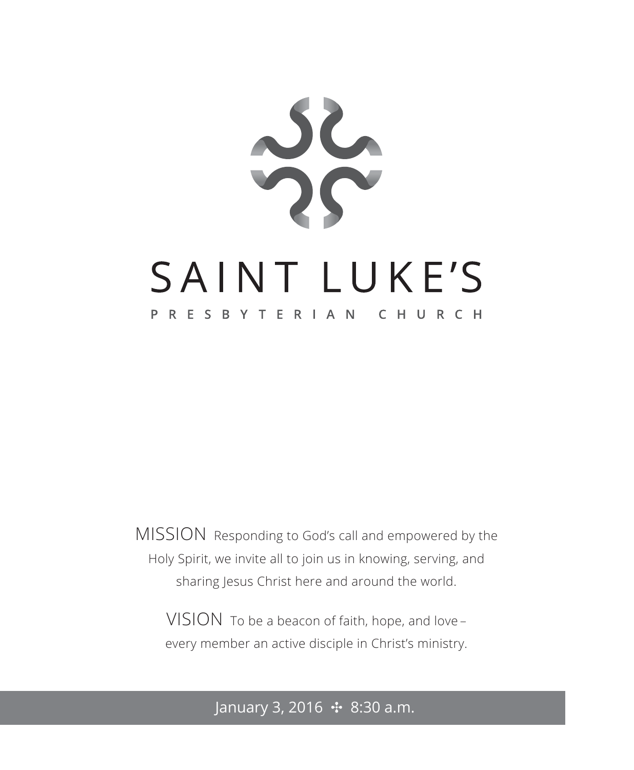# SAINT LUKE'S

## PRESBYTERIAN CHURCH

MISSION Responding to God's call and empowered by the Holy Spirit, we invite all to join us in knowing, serving, and sharing Jesus Christ here and around the world.

VISION To be a beacon of faith, hope, and love – every member an active disciple in Christ's ministry.

January 3, 2016 ✣ 8:30 a.m.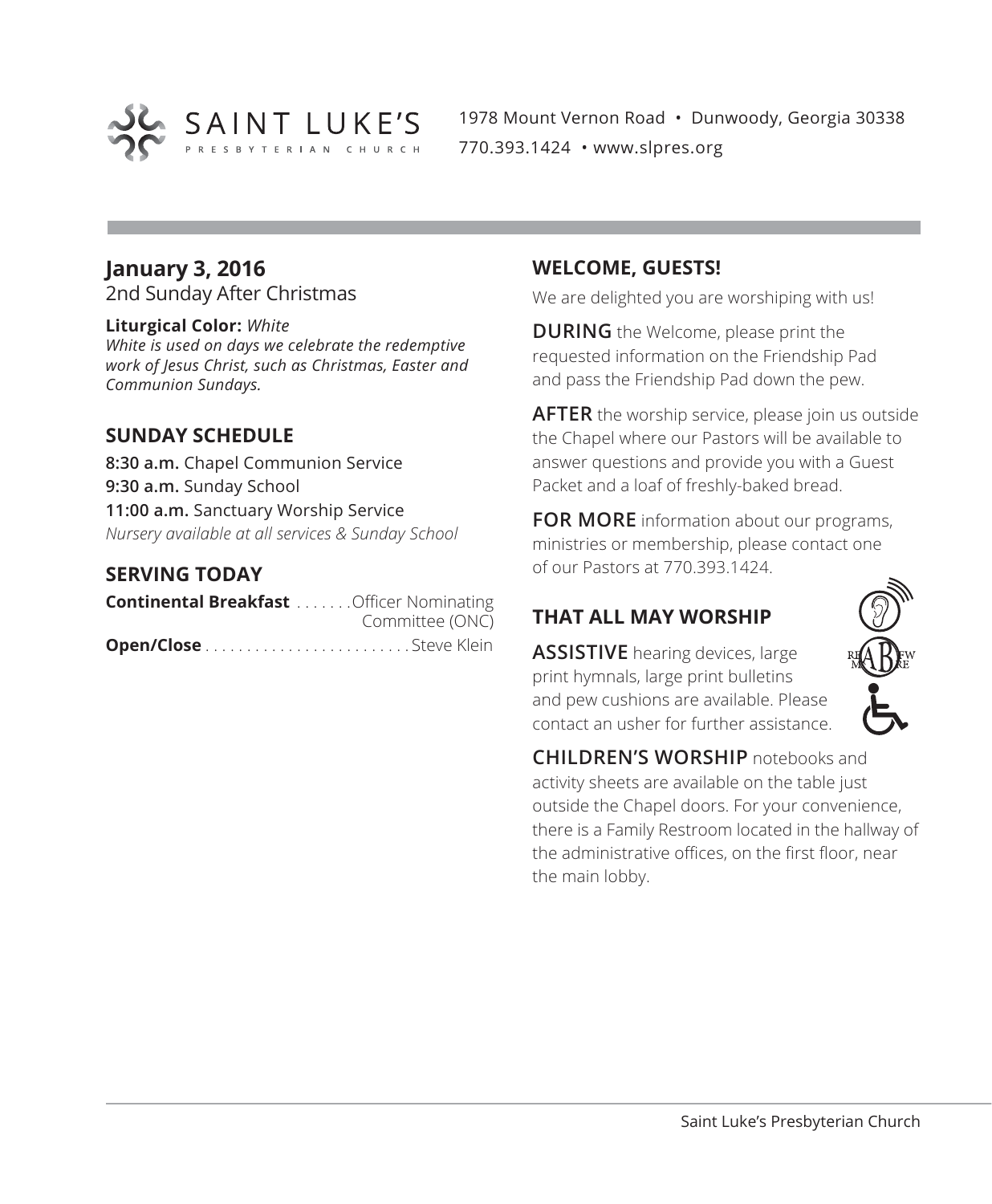SAINT LUKE'S
PRESBYTERIAN CHURCH

1978 Mount Vernon Road • Dunwoody, Georgia 30338
770.393.1424 • www.slpres.org

## January 3, 2016

2nd Sunday After Christmas

**Liturgical Color:** *White*
*White is used on days we celebrate the redemptive work of Jesus Christ, such as Christmas, Easter and Communion Sundays.*

## SUNDAY SCHEDULE

**8:30 a.m.** Chapel Communion Service
**9:30 a.m.** Sunday School
**11:00 a.m.** Sanctuary Worship Service
*Nursery available at all services & Sunday School*

## SERVING TODAY

**Continental Breakfast** ....... Officer Nominating Committee (ONC)
**Open/Close** ......................... Steve Klein

## WELCOME, GUESTS!

We are delighted you are worshiping with us!

**DURING** the Welcome, please print the requested information on the Friendship Pad and pass the Friendship Pad down the pew.

**AFTER** the worship service, please join us outside the Chapel where our Pastors will be available to answer questions and provide you with a Guest Packet and a loaf of freshly-baked bread.

**FOR MORE** information about our programs, ministries or membership, please contact one of our Pastors at 770.393.1424.

## THAT ALL MAY WORSHIP

**ASSISTIVE** hearing devices, large print hymnals, large print bulletins and pew cushions are available. Please contact an usher for further assistance.

**CHILDREN'S WORSHIP** notebooks and activity sheets are available on the table just outside the Chapel doors. For your convenience, there is a Family Restroom located in the hallway of the administrative offices, on the first floor, near the main lobby.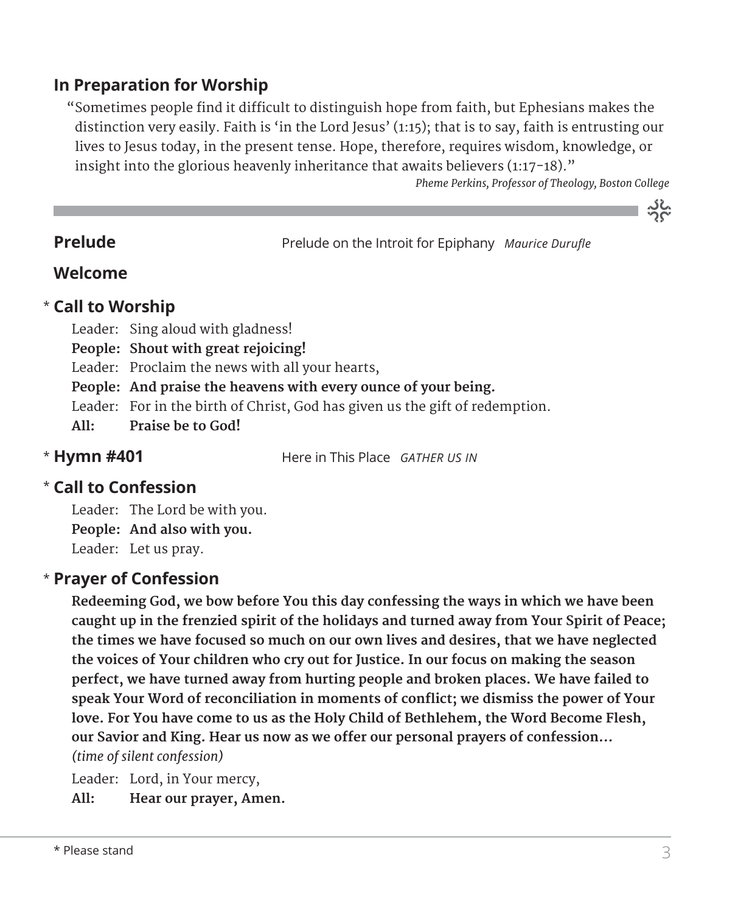## In Preparation for Worship

"Sometimes people find it difficult to distinguish hope from faith, but Ephesians makes the distinction very easily. Faith is 'in the Lord Jesus' (1:15); that is to say, faith is entrusting our lives to Jesus today, in the present tense. Hope, therefore, requires wisdom, knowledge, or insight into the glorious heavenly inheritance that awaits believers (1:17-18)."

*Pheme Perkins, Professor of Theology, Boston College*

---

**Prelude** Prelude on the Introit for Epiphany *Maurice Durufle*

**Welcome**

\* **Call to Worship**

Leader: Sing aloud with gladness!
**People: Shout with great rejoicing!**
Leader: Proclaim the news with all your hearts,
**People: And praise the heavens with every ounce of your being.**
Leader: For in the birth of Christ, God has given us the gift of redemption.
**All: Praise be to God!**

\* **Hymn #401** Here in This Place *GATHER US IN*

\* **Call to Confession**

Leader: The Lord be with you.
**People: And also with you.**
Leader: Let us pray.

\* **Prayer of Confession**

**Redeeming God, we bow before You this day confessing the ways in which we have been caught up in the frenzied spirit of the holidays and turned away from Your Spirit of Peace; the times we have focused so much on our own lives and desires, that we have neglected the voices of Your children who cry out for Justice. In our focus on making the season perfect, we have turned away from hurting people and broken places. We have failed to speak Your Word of reconciliation in moments of conflict; we dismiss the power of Your love. For You have come to us as the Holy Child of Bethlehem, the Word Become Flesh, our Savior and King. Hear us now as we offer our personal prayers of confession...**
*(time of silent confession)*

Leader: Lord, in Your mercy,
**All: Hear our prayer, Amen.**

\* Please stand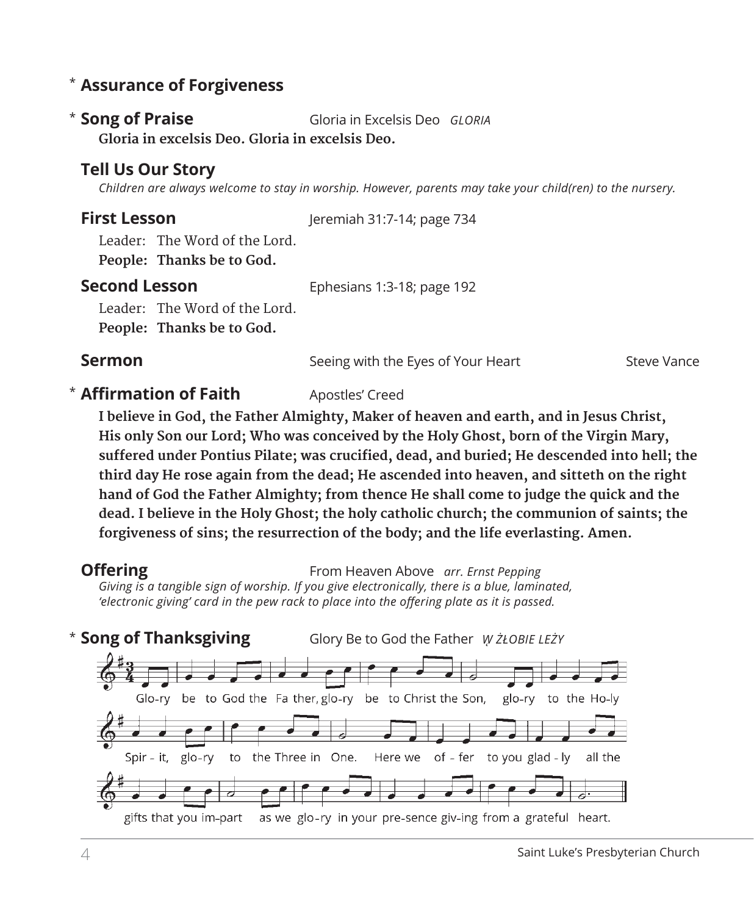\* **Assurance of Forgiveness**

\* **Song of Praise** Gloria in Excelsis Deo *GLORIA*

**Gloria in excelsis Deo. Gloria in excelsis Deo.**

**Tell Us Our Story**

*Children are always welcome to stay in worship. However, parents may take your child(ren) to the nursery.*

**First Lesson** Jeremiah 31:7-14; page 734

Leader: The Word of the Lord.
**People: Thanks be to God.**

**Second Lesson** Ephesians 1:3-18; page 192

Leader: The Word of the Lord.
**People: Thanks be to God.**

**Sermon** Seeing with the Eyes of Your Heart Steve Vance

\* **Affirmation of Faith** Apostles' Creed

**I believe in God, the Father Almighty, Maker of heaven and earth, and in Jesus Christ, His only Son our Lord; Who was conceived by the Holy Ghost, born of the Virgin Mary, suffered under Pontius Pilate; was crucified, dead, and buried; He descended into hell; the third day He rose again from the dead; He ascended into heaven, and sitteth on the right hand of God the Father Almighty; from thence He shall come to judge the quick and the dead. I believe in the Holy Ghost; the holy catholic church; the communion of saints; the forgiveness of sins; the resurrection of the body; and the life everlasting. Amen.**

**Offering** From Heaven Above *arr. Ernst Pepping*

*Giving is a tangible sign of worship. If you give electronically, there is a blue, laminated, 'electronic giving' card in the pew rack to place into the offering plate as it is passed.*

\* **Song of Thanksgiving** Glory Be to God the Father *W ŻŁOBIE LEŻY*

Glo-ry be to God the Fa ther, glo-ry be to Christ the Son, glo-ry to the Ho-ly Spir - it, glo-ry to the Three in One. Here we of - fer to you glad - ly all the gifts that you im-part as we glo-ry in your pre-sence giv-ing from a grateful heart.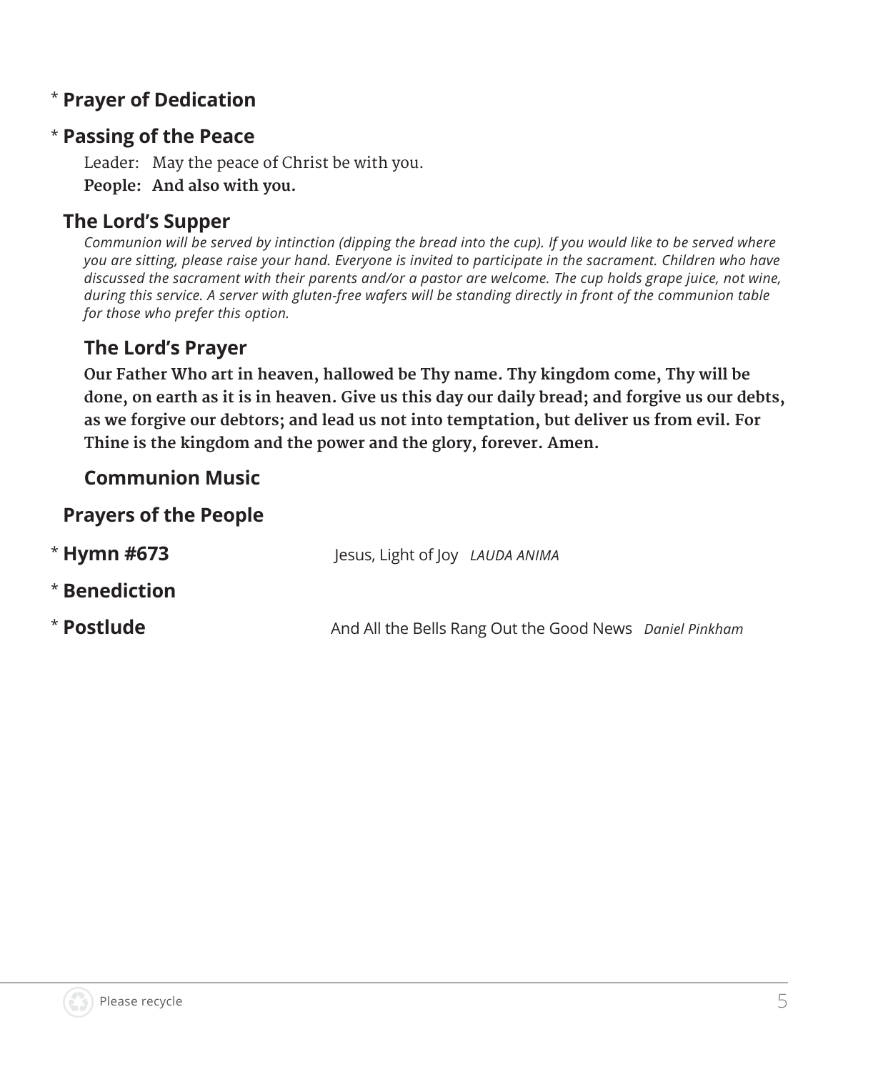\* **Prayer of Dedication**

\* **Passing of the Peace**

Leader: May the peace of Christ be with you.
**People: And also with you.**

**The Lord's Supper**

*Communion will be served by intinction (dipping the bread into the cup). If you would like to be served where you are sitting, please raise your hand. Everyone is invited to participate in the sacrament. Children who have discussed the sacrament with their parents and/or a pastor are welcome. The cup holds grape juice, not wine, during this service. A server with gluten-free wafers will be standing directly in front of the communion table for those who prefer this option.*

**The Lord's Prayer**

**Our Father Who art in heaven, hallowed be Thy name. Thy kingdom come, Thy will be done, on earth as it is in heaven. Give us this day our daily bread; and forgive us our debts, as we forgive our debtors; and lead us not into temptation, but deliver us from evil. For Thine is the kingdom and the power and the glory, forever. Amen.**

**Communion Music**

**Prayers of the People**

\* **Hymn #673** Jesus, Light of Joy *LAUDA ANIMA*

\* **Benediction**

\* **Postlude** And All the Bells Rang Out the Good News *Daniel Pinkham*

Please recycle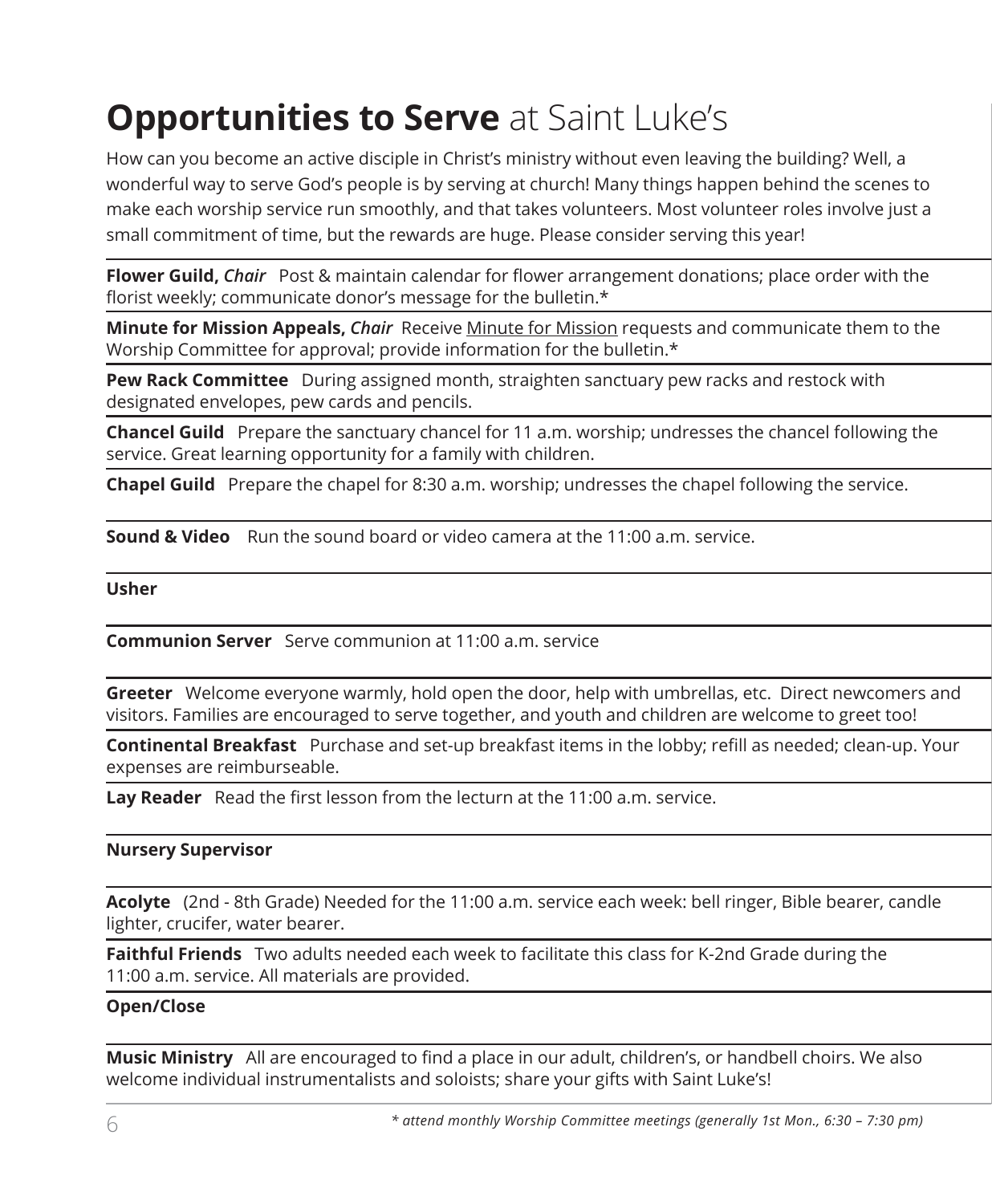# **Opportunities to Serve** at Saint Luke's

How can you become an active disciple in Christ's ministry without even leaving the building? Well, a wonderful way to serve God's people is by serving at church! Many things happen behind the scenes to make each worship service run smoothly, and that takes volunteers. Most volunteer roles involve just a small commitment of time, but the rewards are huge. Please consider serving this year!

**Flower Guild,** ***Chair*** Post & maintain calendar for flower arrangement donations; place order with the florist weekly; communicate donor's message for the bulletin.*

**Minute for Mission Appeals,** ***Chair*** Receive Minute for Mission requests and communicate them to the Worship Committee for approval; provide information for the bulletin.*

**Pew Rack Committee** During assigned month, straighten sanctuary pew racks and restock with designated envelopes, pew cards and pencils.

**Chancel Guild** Prepare the sanctuary chancel for 11 a.m. worship; undresses the chancel following the service. Great learning opportunity for a family with children.

**Chapel Guild** Prepare the chapel for 8:30 a.m. worship; undresses the chapel following the service.

**Sound & Video** Run the sound board or video camera at the 11:00 a.m. service.

**Usher**

**Communion Server** Serve communion at 11:00 a.m. service

**Greeter** Welcome everyone warmly, hold open the door, help with umbrellas, etc. Direct newcomers and visitors. Families are encouraged to serve together, and youth and children are welcome to greet too!

**Continental Breakfast** Purchase and set-up breakfast items in the lobby; refill as needed; clean-up. Your expenses are reimburseable.

**Lay Reader** Read the first lesson from the lecturn at the 11:00 a.m. service.

**Nursery Supervisor**

**Acolyte** (2nd - 8th Grade) Needed for the 11:00 a.m. service each week: bell ringer, Bible bearer, candle lighter, crucifer, water bearer.

**Faithful Friends** Two adults needed each week to facilitate this class for K-2nd Grade during the 11:00 a.m. service. All materials are provided.

**Open/Close**

**Music Ministry** All are encouraged to find a place in our adult, children's, or handbell choirs. We also welcome individual instrumentalists and soloists; share your gifts with Saint Luke's!

*\* attend monthly Worship Committee meetings (generally 1st Mon., 6:30 – 7:30 pm)*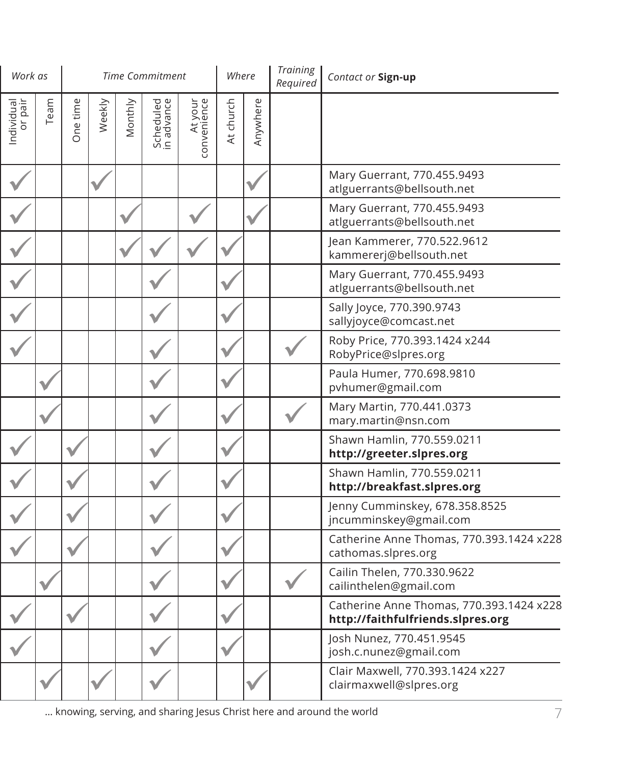| *Work as* | | *Time Commitment* | | | | | *Where* | | *Training Required* | *Contact or* **Sign-up** |
|---|---|---|---|---|---|---|---|---|---|---|
| Individual or pair | Team | One time | Weekly | Monthly | Scheduled in advance | At your convenience | At church | Anywhere | | |
| ✓ | | | ✓ | | | | | ✓ | | Mary Guerrant, 770.455.9493<br>atlguerrants@bellsouth.net |
| ✓ | | | | ✓ | | ✓ | | ✓ | | Mary Guerrant, 770.455.9493<br>atlguerrants@bellsouth.net |
| ✓ | | | | ✓ | ✓ | ✓ | ✓ | | | Jean Kammerer, 770.522.9612<br>kammererj@bellsouth.net |
| ✓ | | | | | ✓ | | ✓ | | | Mary Guerrant, 770.455.9493<br>atlguerrants@bellsouth.net |
| ✓ | | | | | ✓ | | ✓ | | | Sally Joyce, 770.390.9743<br>sallyjoyce@comcast.net |
| ✓ | | | | | ✓ | | ✓ | | ✓ | Roby Price, 770.393.1424 x244<br>RobyPrice@slpres.org |
| | ✓ | | | | ✓ | | ✓ | | | Paula Humer, 770.698.9810<br>pvhumer@gmail.com |
| | ✓ | | | | ✓ | | ✓ | | ✓ | Mary Martin, 770.441.0373<br>mary.martin@nsn.com |
| ✓ | | ✓ | | | ✓ | | ✓ | | | Shawn Hamlin, 770.559.0211<br>**http://greeter.slpres.org** |
| ✓ | | ✓ | | | ✓ | | ✓ | | | Shawn Hamlin, 770.559.0211<br>**http://breakfast.slpres.org** |
| ✓ | | ✓ | | | ✓ | | ✓ | | | Jenny Cumminskey, 678.358.8525<br>jncumminskey@gmail.com |
| ✓ | | ✓ | | | ✓ | | ✓ | | | Catherine Anne Thomas, 770.393.1424 x228<br>cathomas.slpres.org |
| | ✓ | | | | ✓ | | ✓ | | ✓ | Cailin Thelen, 770.330.9622<br>cailinthelen@gmail.com |
| ✓ | | ✓ | | | ✓ | | ✓ | | | Catherine Anne Thomas, 770.393.1424 x228<br>**http://faithfulfriends.slpres.org** |
| ✓ | | | | | ✓ | | ✓ | | | Josh Nunez, 770.451.9545<br>josh.c.nunez@gmail.com |
| | ✓ | | ✓ | | ✓ | | | ✓ | | Clair Maxwell, 770.393.1424 x227<br>clairmaxwell@slpres.org |

… knowing, serving, and sharing Jesus Christ here and around the world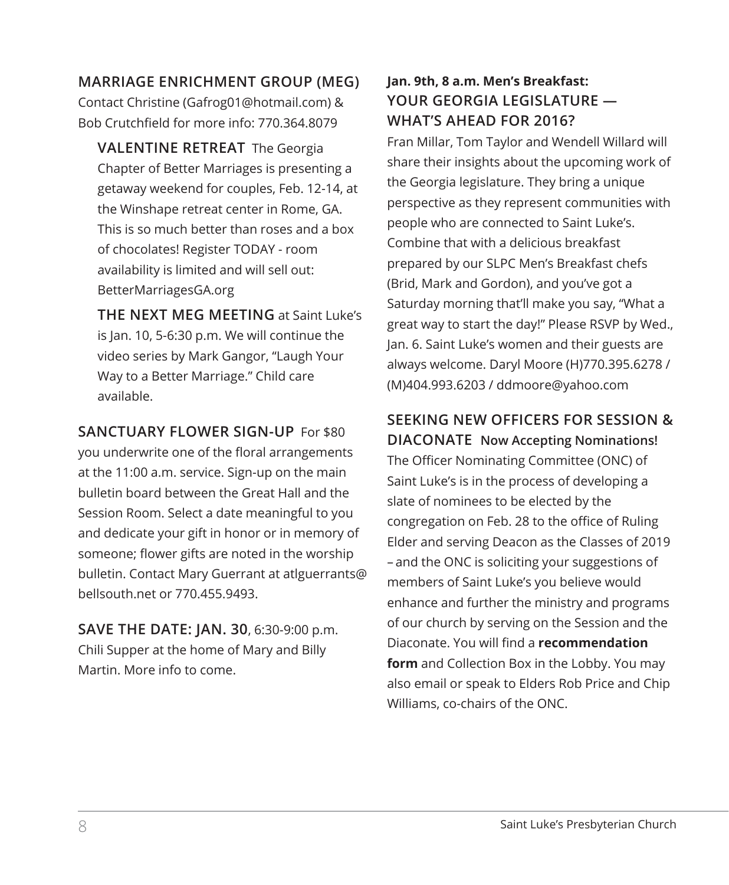## MARRIAGE ENRICHMENT GROUP (MEG)

Contact Christine (Gafrog01@hotmail.com) & Bob Crutchfield for more info: 770.364.8079

**VALENTINE RETREAT** The Georgia Chapter of Better Marriages is presenting a getaway weekend for couples, Feb. 12-14, at the Winshape retreat center in Rome, GA. This is so much better than roses and a box of chocolates! Register TODAY - room availability is limited and will sell out: BetterMarriagesGA.org

**THE NEXT MEG MEETING** at Saint Luke's is Jan. 10, 5-6:30 p.m. We will continue the video series by Mark Gangor, "Laugh Your Way to a Better Marriage." Child care available.

**SANCTUARY FLOWER SIGN-UP** For $80 you underwrite one of the floral arrangements at the 11:00 a.m. service. Sign-up on the main bulletin board between the Great Hall and the Session Room. Select a date meaningful to you and dedicate your gift in honor or in memory of someone; flower gifts are noted in the worship bulletin. Contact Mary Guerrant at atlguerrants@bellsouth.net or 770.455.9493.

**SAVE THE DATE: JAN. 30**, 6:30-9:00 p.m. Chili Supper at the home of Mary and Billy Martin. More info to come.

**Jan. 9th, 8 a.m. Men's Breakfast:**

## YOUR GEORGIA LEGISLATURE — WHAT'S AHEAD FOR 2016?

Fran Millar, Tom Taylor and Wendell Willard will share their insights about the upcoming work of the Georgia legislature. They bring a unique perspective as they represent communities with people who are connected to Saint Luke's. Combine that with a delicious breakfast prepared by our SLPC Men's Breakfast chefs (Brid, Mark and Gordon), and you've got a Saturday morning that'll make you say, "What a great way to start the day!" Please RSVP by Wed., Jan. 6. Saint Luke's women and their guests are always welcome. Daryl Moore (H)770.395.6278 / (M)404.993.6203 / ddmoore@yahoo.com

## SEEKING NEW OFFICERS FOR SESSION & DIACONATE **Now Accepting Nominations!**

The Officer Nominating Committee (ONC) of Saint Luke's is in the process of developing a slate of nominees to be elected by the congregation on Feb. 28 to the office of Ruling Elder and serving Deacon as the Classes of 2019 – and the ONC is soliciting your suggestions of members of Saint Luke's you believe would enhance and further the ministry and programs of our church by serving on the Session and the Diaconate. You will find a **recommendation form** and Collection Box in the Lobby. You may also email or speak to Elders Rob Price and Chip Williams, co-chairs of the ONC.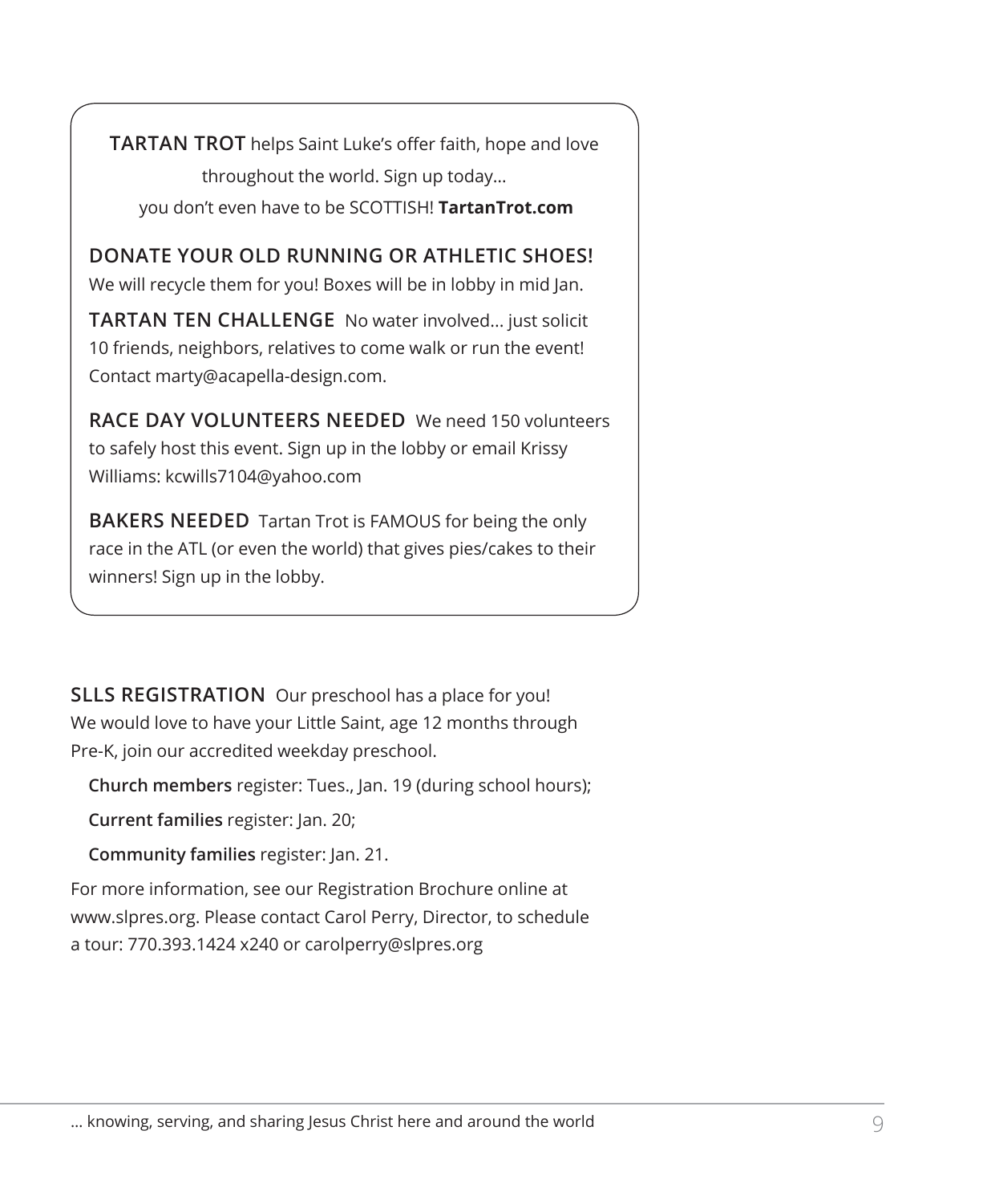**TARTAN TROT** helps Saint Luke's offer faith, hope and love throughout the world. Sign up today… you don't even have to be SCOTTISH! **TartanTrot.com**

**DONATE YOUR OLD RUNNING OR ATHLETIC SHOES!** We will recycle them for you! Boxes will be in lobby in mid Jan.

**TARTAN TEN CHALLENGE** No water involved… just solicit 10 friends, neighbors, relatives to come walk or run the event! Contact marty@acapella-design.com.

**RACE DAY VOLUNTEERS NEEDED** We need 150 volunteers to safely host this event. Sign up in the lobby or email Krissy Williams: kcwills7104@yahoo.com

**BAKERS NEEDED** Tartan Trot is FAMOUS for being the only race in the ATL (or even the world) that gives pies/cakes to their winners! Sign up in the lobby.

**SLLS REGISTRATION** Our preschool has a place for you! We would love to have your Little Saint, age 12 months through Pre-K, join our accredited weekday preschool.

**Church members** register: Tues., Jan. 19 (during school hours);

**Current families** register: Jan. 20;

**Community families** register: Jan. 21.

For more information, see our Registration Brochure online at www.slpres.org. Please contact Carol Perry, Director, to schedule a tour: 770.393.1424 x240 or carolperry@slpres.org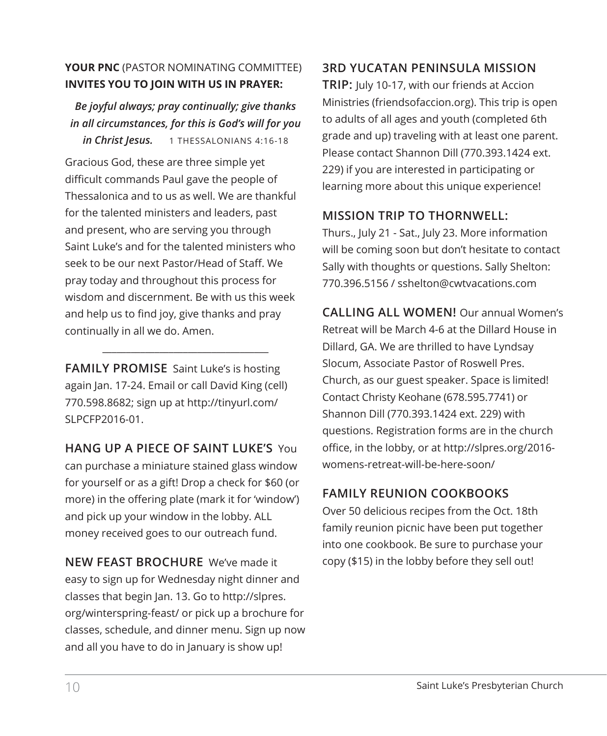**YOUR PNC** (PASTOR NOMINATING COMMITTEE) **INVITES YOU TO JOIN WITH US IN PRAYER:**

***Be joyful always; pray continually; give thanks in all circumstances, for this is God's will for you in Christ Jesus.*** 1 THESSALONIANS 4:16-18

Gracious God, these are three simple yet difficult commands Paul gave the people of Thessalonica and to us as well. We are thankful for the talented ministers and leaders, past and present, who are serving you through Saint Luke's and for the talented ministers who seek to be our next Pastor/Head of Staff. We pray today and throughout this process for wisdom and discernment. Be with us this week and help us to find joy, give thanks and pray continually in all we do. Amen.

---

**FAMILY PROMISE** Saint Luke's is hosting again Jan. 17-24. Email or call David King (cell) 770.598.8682; sign up at http://tinyurl.com/SLPCFP2016-01.

**HANG UP A PIECE OF SAINT LUKE'S** You can purchase a miniature stained glass window for yourself or as a gift! Drop a check for $60 (or more) in the offering plate (mark it for 'window') and pick up your window in the lobby. ALL money received goes to our outreach fund.

**NEW FEAST BROCHURE** We've made it easy to sign up for Wednesday night dinner and classes that begin Jan. 13. Go to http://slpres.org/winterspring-feast/ or pick up a brochure for classes, schedule, and dinner menu. Sign up now and all you have to do in January is show up!

**3RD YUCATAN PENINSULA MISSION TRIP:** July 10-17, with our friends at Accion Ministries (friendsofaccion.org). This trip is open to adults of all ages and youth (completed 6th grade and up) traveling with at least one parent. Please contact Shannon Dill (770.393.1424 ext. 229) if you are interested in participating or learning more about this unique experience!

**MISSION TRIP TO THORNWELL:**
Thurs., July 21 - Sat., July 23. More information will be coming soon but don't hesitate to contact Sally with thoughts or questions. Sally Shelton: 770.396.5156 / sshelton@cwtvacations.com

**CALLING ALL WOMEN!** Our annual Women's Retreat will be March 4-6 at the Dillard House in Dillard, GA. We are thrilled to have Lyndsay Slocum, Associate Pastor of Roswell Pres. Church, as our guest speaker. Space is limited! Contact Christy Keohane (678.595.7741) or Shannon Dill (770.393.1424 ext. 229) with questions. Registration forms are in the church office, in the lobby, or at http://slpres.org/2016-womens-retreat-will-be-here-soon/

**FAMILY REUNION COOKBOOKS**
Over 50 delicious recipes from the Oct. 18th family reunion picnic have been put together into one cookbook. Be sure to purchase your copy ($15) in the lobby before they sell out!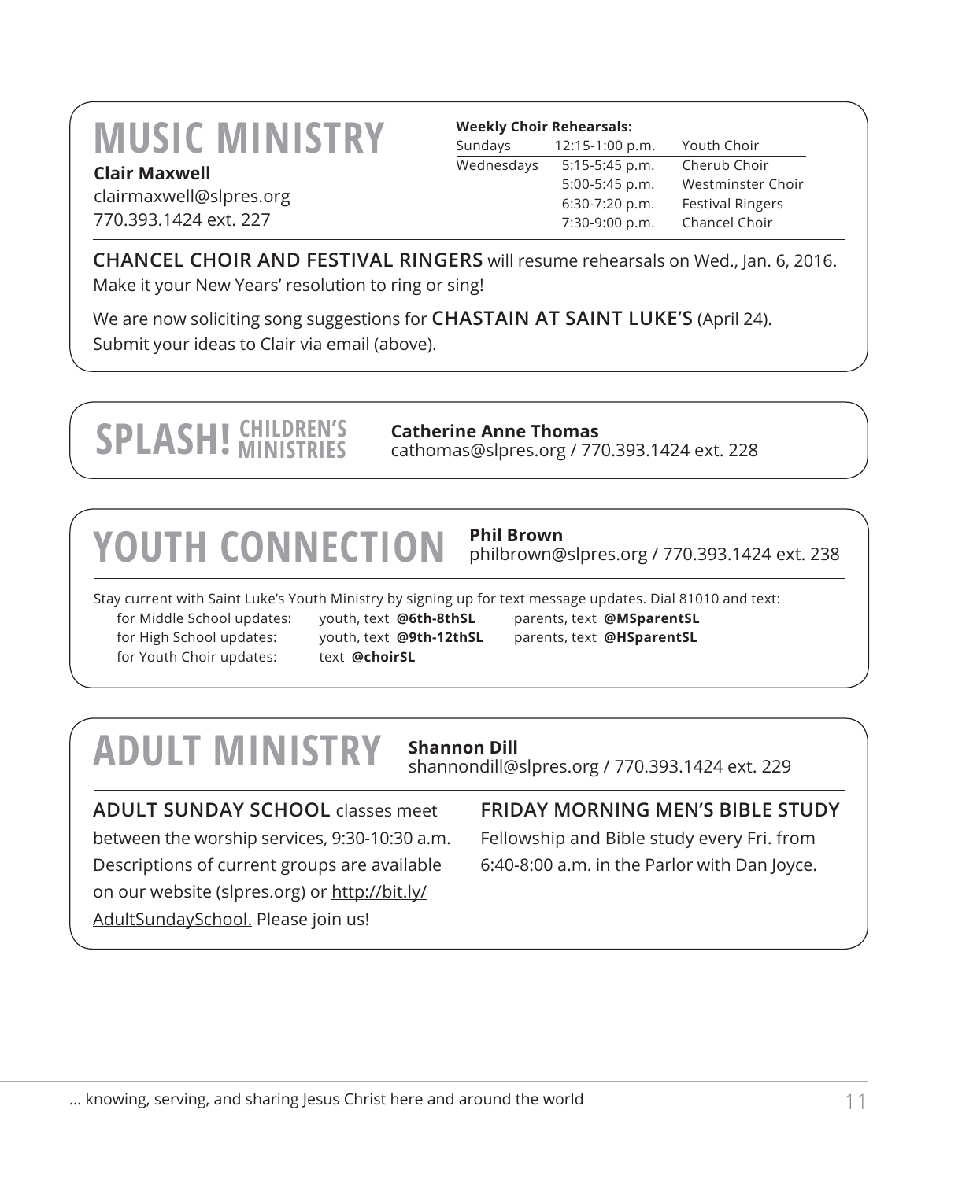# MUSIC MINISTRY

**Clair Maxwell**
clairmaxwell@slpres.org
770.393.1424 ext. 227

**Weekly Choir Rehearsals:**

| | | |
|---|---|---|
| Sundays | 12:15-1:00 p.m. | Youth Choir |
| Wednesdays | 5:15-5:45 p.m. | Cherub Choir |
| | 5:00-5:45 p.m. | Westminster Choir |
| | 6:30-7:20 p.m. | Festival Ringers |
| | 7:30-9:00 p.m. | Chancel Choir |

**CHANCEL CHOIR AND FESTIVAL RINGERS** will resume rehearsals on Wed., Jan. 6, 2016. Make it your New Years' resolution to ring or sing!

We are now soliciting song suggestions for **CHASTAIN AT SAINT LUKE'S** (April 24). Submit your ideas to Clair via email (above).

# SPLASH! CHILDREN'S MINISTRIES

**Catherine Anne Thomas**
cathomas@slpres.org / 770.393.1424 ext. 228

# YOUTH CONNECTION

**Phil Brown**
philbrown@slpres.org / 770.393.1424 ext. 238

Stay current with Saint Luke's Youth Ministry by signing up for text message updates. Dial 81010 and text:

| | | |
|---|---|---|
| for Middle School updates: | youth, text **@6th-8thSL** | parents, text **@MSparentSL** |
| for High School updates: | youth, text **@9th-12thSL** | parents, text **@HSparentSL** |
| for Youth Choir updates: | text **@choirSL** | |

# ADULT MINISTRY

**Shannon Dill**
shannondill@slpres.org / 770.393.1424 ext. 229

**ADULT SUNDAY SCHOOL** classes meet between the worship services, 9:30-10:30 a.m. Descriptions of current groups are available on our website (slpres.org) or http://bit.ly/AdultSundaySchool. Please join us!

**FRIDAY MORNING MEN'S BIBLE STUDY**
Fellowship and Bible study every Fri. from 6:40-8:00 a.m. in the Parlor with Dan Joyce.

... knowing, serving, and sharing Jesus Christ here and around the world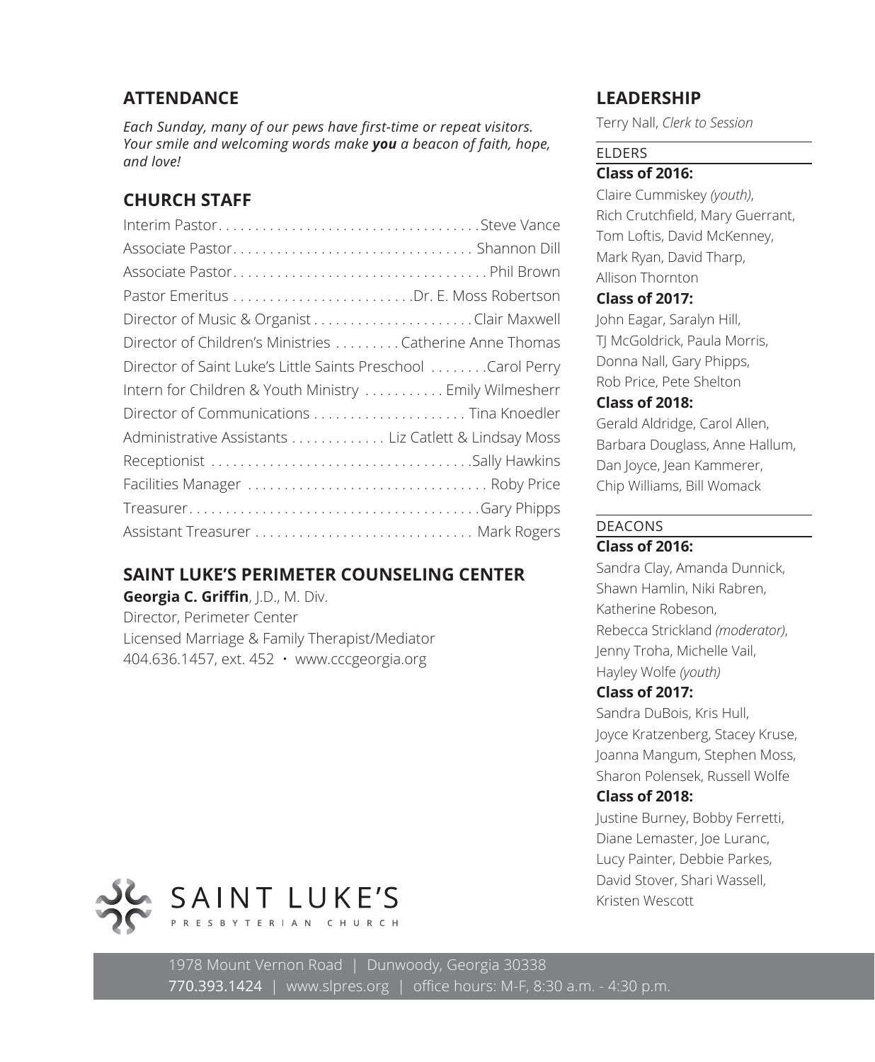## ATTENDANCE

*Each Sunday, many of our pews have first-time or repeat visitors. Your smile and welcoming words make **you** a beacon of faith, hope, and love!*

## CHURCH STAFF

Interim Pastor....................................Steve Vance
Associate Pastor.................................Shannon Dill
Associate Pastor...................................Phil Brown
Pastor Emeritus ..........................Dr. E. Moss Robertson
Director of Music & Organist......................Clair Maxwell
Director of Children's Ministries .........Catherine Anne Thomas
Director of Saint Luke's Little Saints Preschool ........Carol Perry
Intern for Children & Youth Ministry ...........Emily Wilmesherr
Director of Communications ......................Tina Knoedler
Administrative Assistants .............Liz Catlett & Lindsay Moss
Receptionist ....................................Sally Hawkins
Facilities Manager .................................Roby Price
Treasurer.......................................Gary Phipps
Assistant Treasurer .............................Mark Rogers

## SAINT LUKE'S PERIMETER COUNSELING CENTER

**Georgia C. Griffin**, J.D., M. Div.
Director, Perimeter Center
Licensed Marriage & Family Therapist/Mediator
404.636.1457, ext. 452 • www.cccgeorgia.org

## LEADERSHIP

Terry Nall, *Clerk to Session*

### ELDERS

**Class of 2016:**
Claire Cummiskey *(youth)*, Rich Crutchfield, Mary Guerrant, Tom Loftis, David McKenney, Mark Ryan, David Tharp, Allison Thornton

**Class of 2017:**
John Eagar, Saralyn Hill, TJ McGoldrick, Paula Morris, Donna Nall, Gary Phipps, Rob Price, Pete Shelton

**Class of 2018:**
Gerald Aldridge, Carol Allen, Barbara Douglass, Anne Hallum, Dan Joyce, Jean Kammerer, Chip Williams, Bill Womack

### DEACONS

**Class of 2016:**
Sandra Clay, Amanda Dunnick, Shawn Hamlin, Niki Rabren, Katherine Robeson, Rebecca Strickland *(moderator)*, Jenny Troha, Michelle Vail, Hayley Wolfe *(youth)*

**Class of 2017:**
Sandra DuBois, Kris Hull, Joyce Kratzenberg, Stacey Kruse, Joanna Mangum, Stephen Moss, Sharon Polensek, Russell Wolfe

**Class of 2018:**
Justine Burney, Bobby Ferretti, Diane Lemaster, Joe Luranc, Lucy Painter, Debbie Parkes, David Stover, Shari Wassell, Kristen Wescott

SAINT LUKE'S
PRESBYTERIAN CHURCH

1978 Mount Vernon Road | Dunwoody, Georgia 30338
770.393.1424 | www.slpres.org | office hours: M-F, 8:30 a.m. - 4:30 p.m.